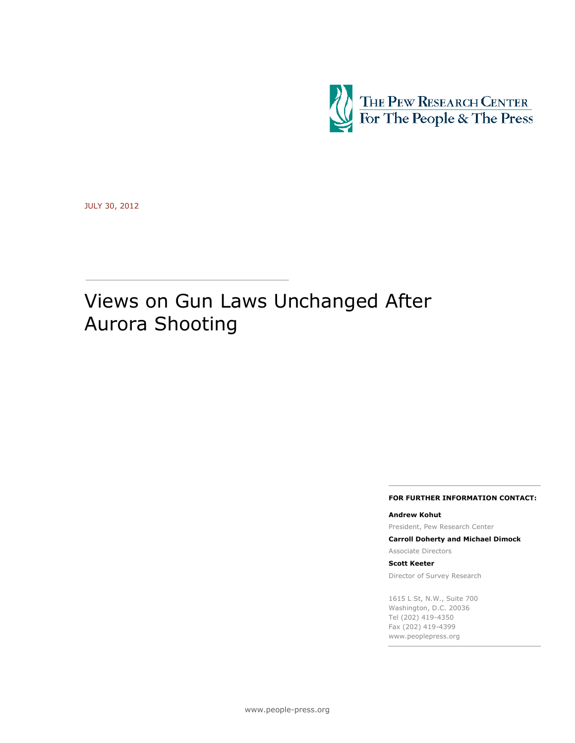THE PEW RESEARCH CENTER
For The People & The Press

JULY 30, 2012

# Views on Gun Laws Unchanged After Aurora Shooting

**FOR FURTHER INFORMATION CONTACT:**

**Andrew Kohut**
President, Pew Research Center

**Carroll Doherty and Michael Dimock**
Associate Directors

**Scott Keeter**
Director of Survey Research

1615 L St, N.W., Suite 700
Washington, D.C. 20036
Tel (202) 419-4350
Fax (202) 419-4399
www.peoplepress.org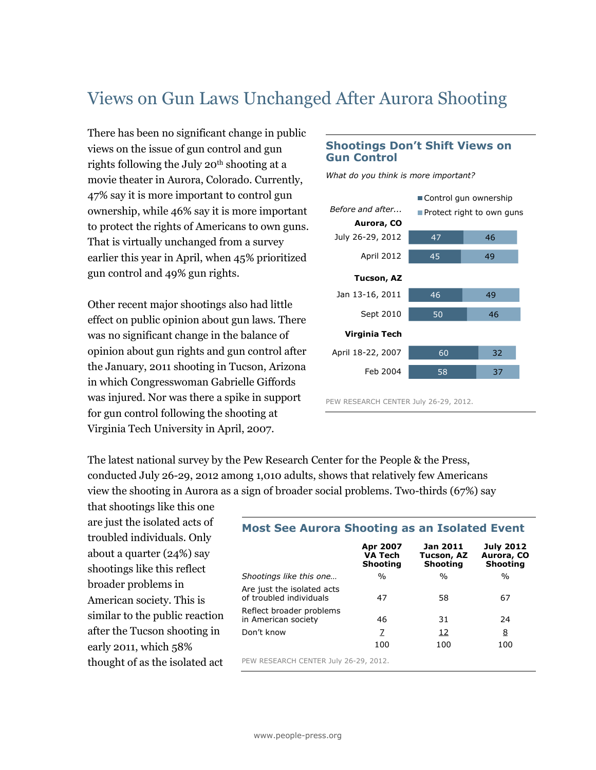# Views on Gun Laws Unchanged After Aurora Shooting

There has been no significant change in public views on the issue of gun control and gun rights following the July 20th shooting at a movie theater in Aurora, Colorado. Currently, 47% say it is more important to control gun ownership, while 46% say it is more important to protect the rights of Americans to own guns. That is virtually unchanged from a survey earlier this year in April, when 45% prioritized gun control and 49% gun rights.

Other recent major shootings also had little effect on public opinion about gun laws. There was no significant change in the balance of opinion about gun rights and gun control after the January, 2011 shooting in Tucson, Arizona in which Congresswoman Gabrielle Giffords was injured. Nor was there a spike in support for gun control following the shooting at Virginia Tech University in April, 2007.

### Shootings Don't Shift Views on Gun Control

*What do you think is more important?*

| *Before and after...* | Control gun ownership | Protect right to own guns |
|---|---|---|
| **Aurora, CO** | | |
| July 26-29, 2012 | 47 | 46 |
| April 2012 | 45 | 49 |
| **Tucson, AZ** | | |
| Jan 13-16, 2011 | 46 | 49 |
| Sept 2010 | 50 | 46 |
| **Virginia Tech** | | |
| April 18-22, 2007 | 60 | 32 |
| Feb 2004 | 58 | 37 |

PEW RESEARCH CENTER July 26-29, 2012.

The latest national survey by the Pew Research Center for the People & the Press, conducted July 26-29, 2012 among 1,010 adults, shows that relatively few Americans view the shooting in Aurora as a sign of broader social problems. Two-thirds (67%) say that shootings like this one are just the isolated acts of troubled individuals. Only about a quarter (24%) say shootings like this reflect broader problems in American society. This is similar to the public reaction after the Tucson shooting in early 2011, which 58% thought of as the isolated act

### Most See Aurora Shooting as an Isolated Event

| | Apr 2007 VA Tech Shooting | Jan 2011 Tucson, AZ Shooting | July 2012 Aurora, CO Shooting |
|---|---|---|---|
| *Shootings like this one…* | % | % | % |
| Are just the isolated acts of troubled individuals | 47 | 58 | 67 |
| Reflect broader problems in American society | 46 | 31 | 24 |
| Don't know | 7 | 12 | 8 |
| | 100 | 100 | 100 |

PEW RESEARCH CENTER July 26-29, 2012.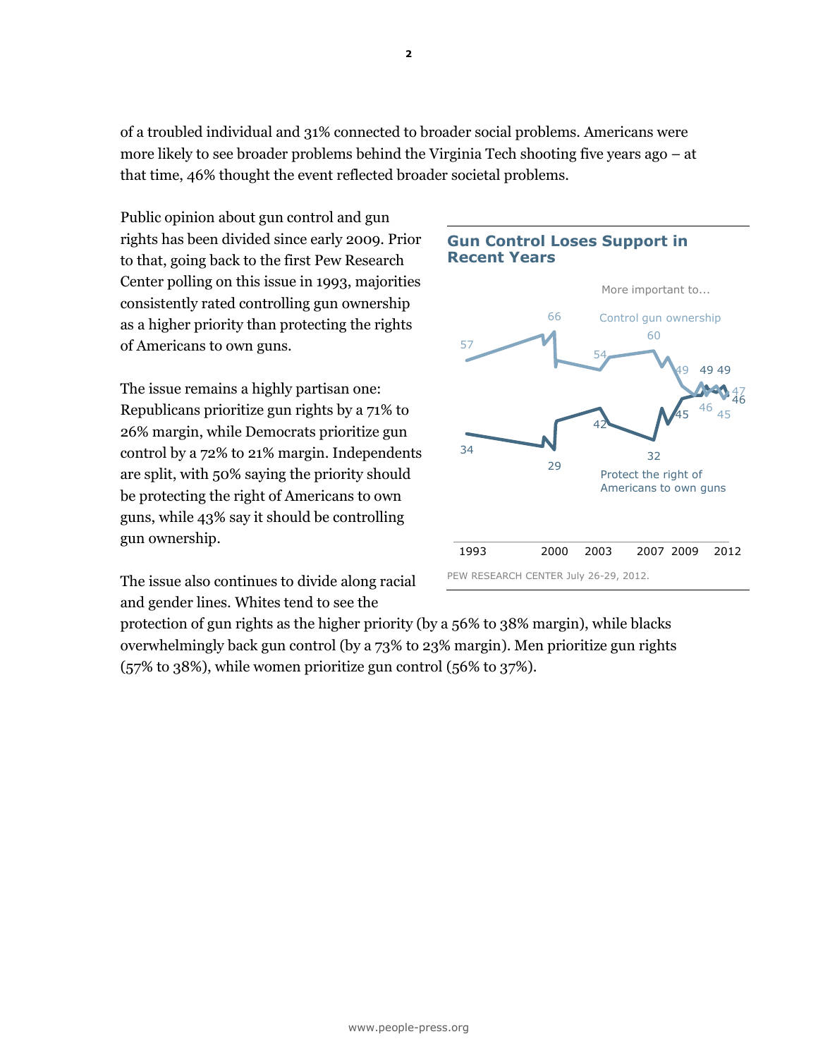of a troubled individual and 31% connected to broader social problems. Americans were more likely to see broader problems behind the Virginia Tech shooting five years ago – at that time, 46% thought the event reflected broader societal problems.

Public opinion about gun control and gun rights has been divided since early 2009. Prior to that, going back to the first Pew Research Center polling on this issue in 1993, majorities consistently rated controlling gun ownership as a higher priority than protecting the rights of Americans to own guns.

The issue remains a highly partisan one: Republicans prioritize gun rights by a 71% to 26% margin, while Democrats prioritize gun control by a 72% to 21% margin. Independents are split, with 50% saying the priority should be protecting the right of Americans to own guns, while 43% say it should be controlling gun ownership.

The issue also continues to divide along racial and gender lines. Whites tend to see the protection of gun rights as the higher priority (by a 56% to 38% margin), while blacks overwhelmingly back gun control (by a 73% to 23% margin). Men prioritize gun rights (57% to 38%), while women prioritize gun control (56% to 37%).

**Gun Control Loses Support in Recent Years**

More important to...

Control gun ownership: 57 (1993), 66 (2000), 54 (2003), 60 (2007), 49 (2009), 46, 45, 47 (2012)

Protect the right of Americans to own guns: 34 (1993), 29 (2000), 42 (2003), 32 (2007), 45 (2009), 49, 49, 46 (2012)

1993 2000 2003 2007 2009 2012

PEW RESEARCH CENTER July 26-29, 2012.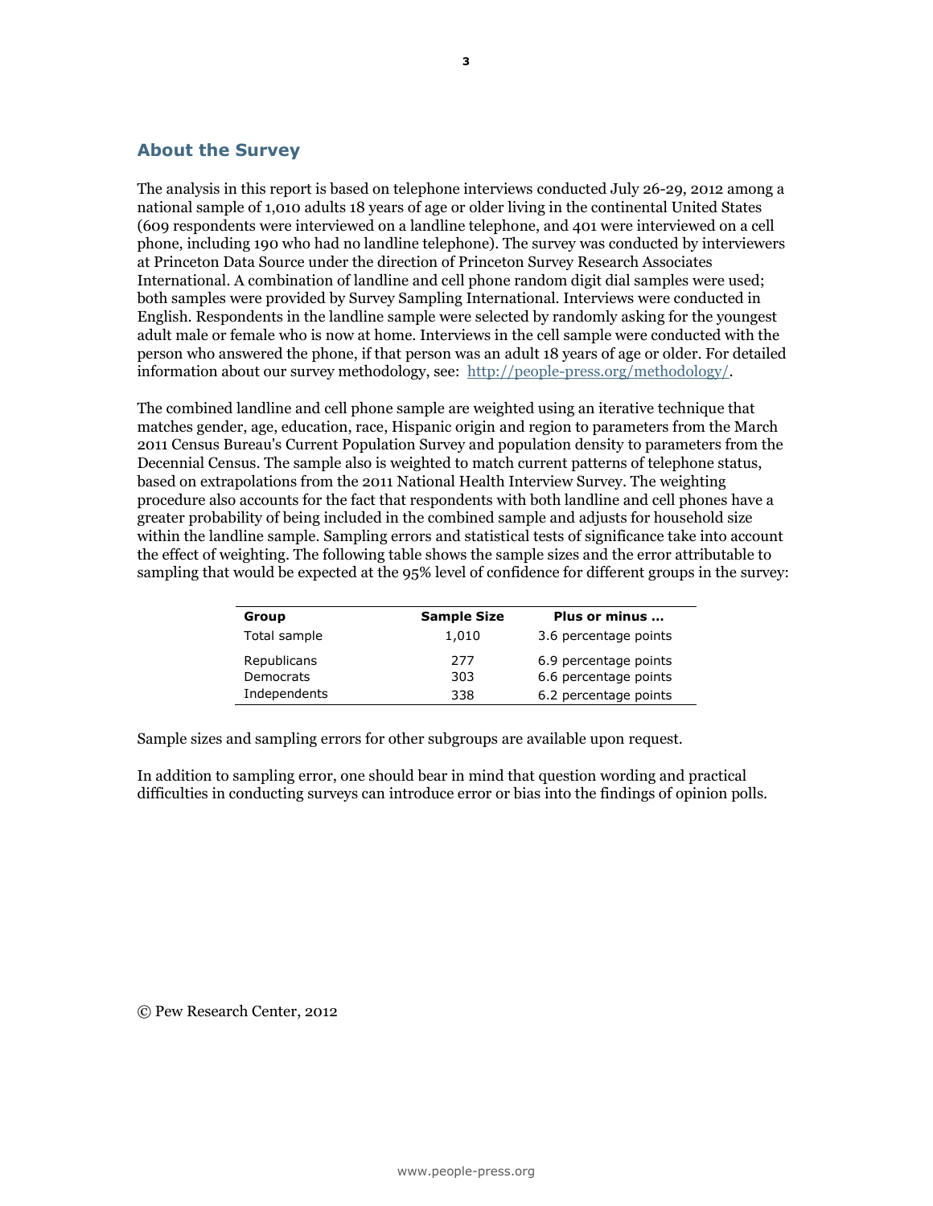## About the Survey

The analysis in this report is based on telephone interviews conducted July 26-29, 2012 among a national sample of 1,010 adults 18 years of age or older living in the continental United States (609 respondents were interviewed on a landline telephone, and 401 were interviewed on a cell phone, including 190 who had no landline telephone). The survey was conducted by interviewers at Princeton Data Source under the direction of Princeton Survey Research Associates International. A combination of landline and cell phone random digit dial samples were used; both samples were provided by Survey Sampling International. Interviews were conducted in English. Respondents in the landline sample were selected by randomly asking for the youngest adult male or female who is now at home. Interviews in the cell sample were conducted with the person who answered the phone, if that person was an adult 18 years of age or older. For detailed information about our survey methodology, see: http://people-press.org/methodology/.

The combined landline and cell phone sample are weighted using an iterative technique that matches gender, age, education, race, Hispanic origin and region to parameters from the March 2011 Census Bureau's Current Population Survey and population density to parameters from the Decennial Census. The sample also is weighted to match current patterns of telephone status, based on extrapolations from the 2011 National Health Interview Survey. The weighting procedure also accounts for the fact that respondents with both landline and cell phones have a greater probability of being included in the combined sample and adjusts for household size within the landline sample. Sampling errors and statistical tests of significance take into account the effect of weighting. The following table shows the sample sizes and the error attributable to sampling that would be expected at the 95% level of confidence for different groups in the survey:

| Group | Sample Size | Plus or minus … |
|---|---|---|
| Total sample | 1,010 | 3.6 percentage points |
| Republicans | 277 | 6.9 percentage points |
| Democrats | 303 | 6.6 percentage points |
| Independents | 338 | 6.2 percentage points |

Sample sizes and sampling errors for other subgroups are available upon request.

In addition to sampling error, one should bear in mind that question wording and practical difficulties in conducting surveys can introduce error or bias into the findings of opinion polls.

© Pew Research Center, 2012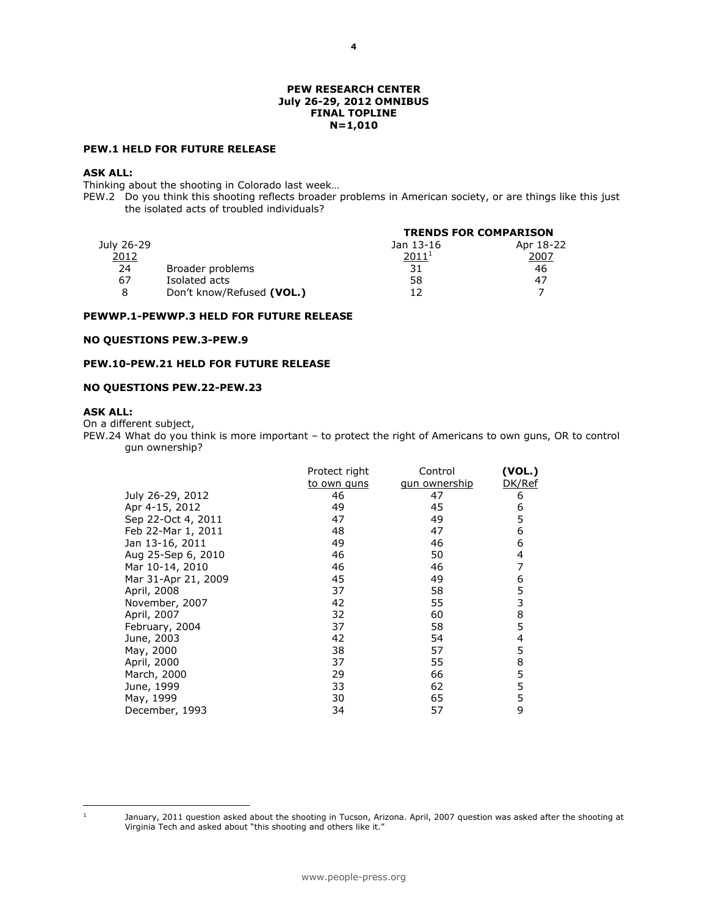**PEW RESEARCH CENTER**
**July 26-29, 2012 OMNIBUS**
**FINAL TOPLINE**
**N=1,010**

**PEW.1 HELD FOR FUTURE RELEASE**

**ASK ALL:**

Thinking about the shooting in Colorado last week…

PEW.2 Do you think this shooting reflects broader problems in American society, or are things like this just the isolated acts of troubled individuals?

| July 26-29 2012 | | TRENDS FOR COMPARISON Jan 13-16 2011[1] | Apr 18-22 2007 |
|---|---|---|---|
| 24 | Broader problems | 31 | 46 |
| 67 | Isolated acts | 58 | 47 |
| 8 | Don't know/Refused **(VOL.)** | 12 | 7 |

**PEWWP.1-PEWWP.3 HELD FOR FUTURE RELEASE**

**NO QUESTIONS PEW.3-PEW.9**

**PEW.10-PEW.21 HELD FOR FUTURE RELEASE**

**NO QUESTIONS PEW.22-PEW.23**

**ASK ALL:**

On a different subject,

PEW.24 What do you think is more important – to protect the right of Americans to own guns, OR to control gun ownership?

| | Protect right to own guns | Control gun ownership | **(VOL.)** DK/Ref |
|---|---|---|---|
| July 26-29, 2012 | 46 | 47 | 6 |
| Apr 4-15, 2012 | 49 | 45 | 6 |
| Sep 22-Oct 4, 2011 | 47 | 49 | 5 |
| Feb 22-Mar 1, 2011 | 48 | 47 | 6 |
| Jan 13-16, 2011 | 49 | 46 | 6 |
| Aug 25-Sep 6, 2010 | 46 | 50 | 4 |
| Mar 10-14, 2010 | 46 | 46 | 7 |
| Mar 31-Apr 21, 2009 | 45 | 49 | 6 |
| April, 2008 | 37 | 58 | 5 |
| November, 2007 | 42 | 55 | 3 |
| April, 2007 | 32 | 60 | 8 |
| February, 2004 | 37 | 58 | 5 |
| June, 2003 | 42 | 54 | 4 |
| May, 2000 | 38 | 57 | 5 |
| April, 2000 | 37 | 55 | 8 |
| March, 2000 | 29 | 66 | 5 |
| June, 1999 | 33 | 62 | 5 |
| May, 1999 | 30 | 65 | 5 |
| December, 1993 | 34 | 57 | 9 |

[1] January, 2011 question asked about the shooting in Tucson, Arizona. April, 2007 question was asked after the shooting at Virginia Tech and asked about "this shooting and others like it."